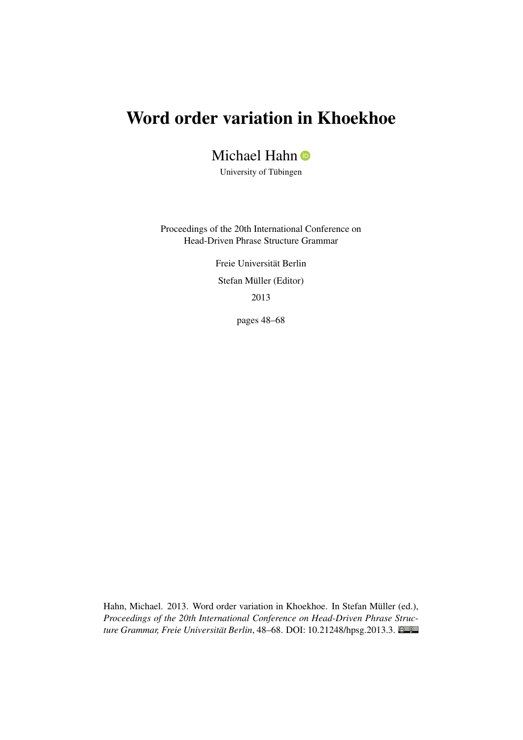# Word order variation in Khoekhoe

Michael Hahn

University of Tübingen

Proceedings of the 20th International Conference on
Head-Driven Phrase Structure Grammar

Freie Universität Berlin

Stefan Müller (Editor)

2013

pages 48–68

Hahn, Michael. 2013. Word order variation in Khoekhoe. In Stefan Müller (ed.), *Proceedings of the 20th International Conference on Head-Driven Phrase Structure Grammar, Freie Universität Berlin*, 48–68. DOI: 10.21248/hpsg.2013.3.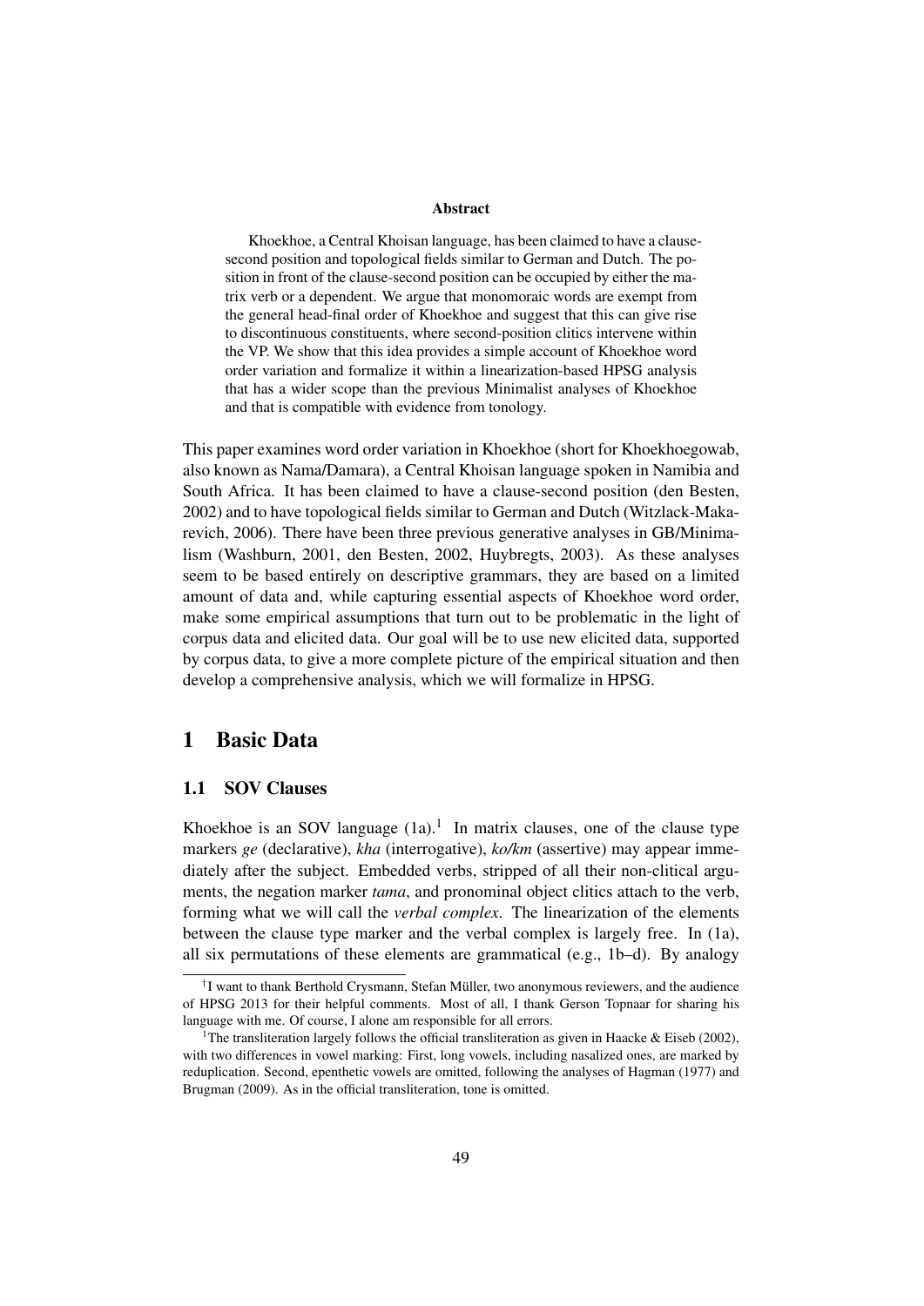**Abstract**

Khoekhoe, a Central Khoisan language, has been claimed to have a clause-second position and topological fields similar to German and Dutch. The position in front of the clause-second position can be occupied by either the matrix verb or a dependent. We argue that monomoraic words are exempt from the general head-final order of Khoekhoe and suggest that this can give rise to discontinuous constituents, where second-position clitics intervene within the VP. We show that this idea provides a simple account of Khoekhoe word order variation and formalize it within a linearization-based HPSG analysis that has a wider scope than the previous Minimalist analyses of Khoekhoe and that is compatible with evidence from tonology.

This paper examines word order variation in Khoekhoe (short for Khoekhoegowab, also known as Nama/Damara), a Central Khoisan language spoken in Namibia and South Africa. It has been claimed to have a clause-second position (den Besten, 2002) and to have topological fields similar to German and Dutch (Witzlack-Makarevich, 2006). There have been three previous generative analyses in GB/Minimalism (Washburn, 2001, den Besten, 2002, Huybregts, 2003). As these analyses seem to be based entirely on descriptive grammars, they are based on a limited amount of data and, while capturing essential aspects of Khoekhoe word order, make some empirical assumptions that turn out to be problematic in the light of corpus data and elicited data. Our goal will be to use new elicited data, supported by corpus data, to give a more complete picture of the empirical situation and then develop a comprehensive analysis, which we will formalize in HPSG.

# 1 Basic Data

## 1.1 SOV Clauses

Khoekhoe is an SOV language (1a).[1] In matrix clauses, one of the clause type markers *ge* (declarative), *kha* (interrogative), *ko/km* (assertive) may appear immediately after the subject. Embedded verbs, stripped of all their non-clitical arguments, the negation marker *tama*, and pronominal object clitics attach to the verb, forming what we will call the *verbal complex*. The linearization of the elements between the clause type marker and the verbal complex is largely free. In (1a), all six permutations of these elements are grammatical (e.g., 1b–d). By analogy

---

[†] I want to thank Berthold Crysmann, Stefan Müller, two anonymous reviewers, and the audience of HPSG 2013 for their helpful comments. Most of all, I thank Gerson Topnaar for sharing his language with me. Of course, I alone am responsible for all errors.

[1] The transliteration largely follows the official transliteration as given in Haacke & Eiseb (2002), with two differences in vowel marking: First, long vowels, including nasalized ones, are marked by reduplication. Second, epenthetic vowels are omitted, following the analyses of Hagman (1977) and Brugman (2009). As in the official transliteration, tone is omitted.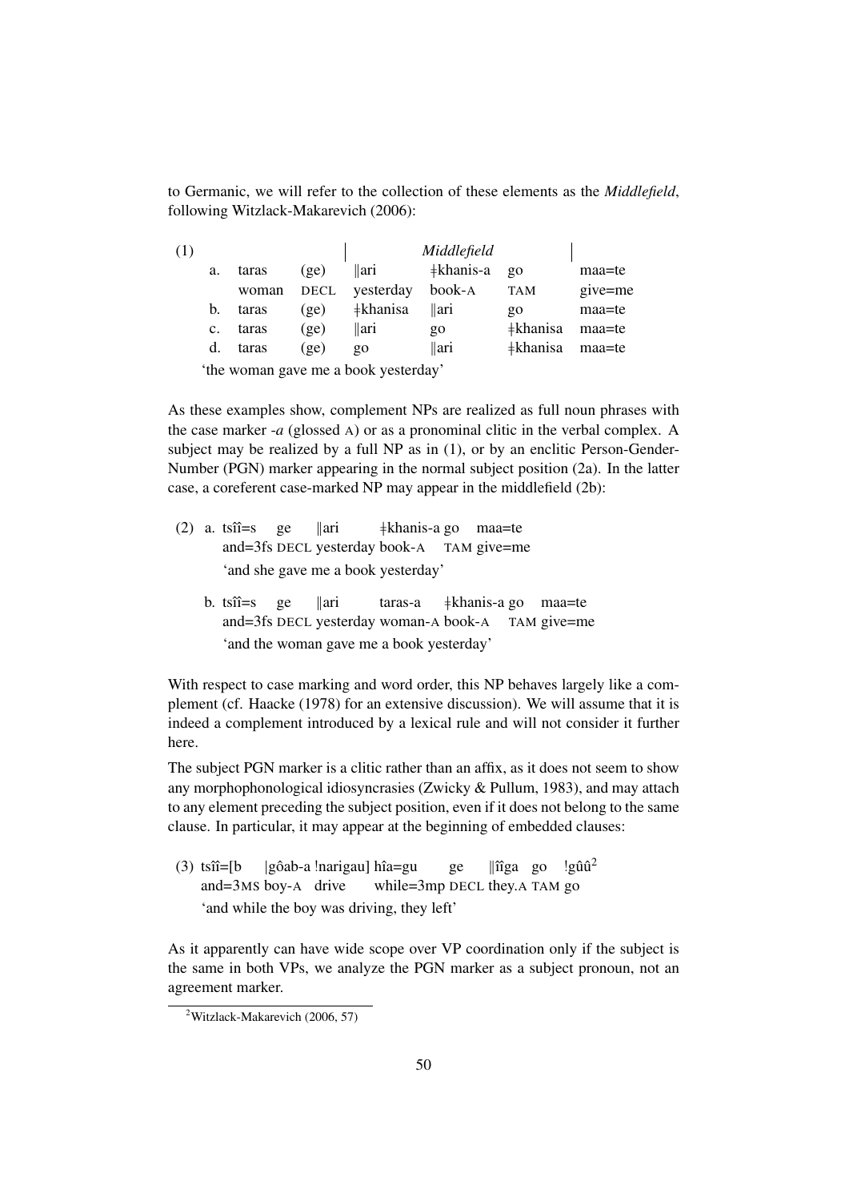to Germanic, we will refer to the collection of these elements as the *Middlefield*, following Witzlack-Makarevich (2006):

(1)

| | | | *Middlefield* | | | |
|---|---|---|---|---|---|---|
| a. | taras | (ge) | ǁari | ǂkhanis-a | go | maa=te |
| | woman | DECL | yesterday | book-A | TAM | give=me |
| b. | taras | (ge) | ǂkhanisa | ǁari | go | maa=te |
| c. | taras | (ge) | ǁari | go | ǂkhanisa | maa=te |
| d. | taras | (ge) | go | ǁari | ǂkhanisa | maa=te |

'the woman gave me a book yesterday'

As these examples show, complement NPs are realized as full noun phrases with the case marker *-a* (glossed A) or as a pronominal clitic in the verbal complex. A subject may be realized by a full NP as in (1), or by an enclitic Person-Gender-Number (PGN) marker appearing in the normal subject position (2a). In the latter case, a coreferent case-marked NP may appear in the middlefield (2b):

(2) a. tsîî=s ge ǁari ǂkhanis-a go maa=te
and=3fs DECL yesterday book-A TAM give=me
'and she gave me a book yesterday'

b. tsîî=s ge ǁari taras-a ǂkhanis-a go maa=te
and=3fs DECL yesterday woman-A book-A TAM give=me
'and the woman gave me a book yesterday'

With respect to case marking and word order, this NP behaves largely like a complement (cf. Haacke (1978) for an extensive discussion). We will assume that it is indeed a complement introduced by a lexical rule and will not consider it further here.

The subject PGN marker is a clitic rather than an affix, as it does not seem to show any morphophonological idiosyncrasies (Zwicky & Pullum, 1983), and may attach to any element preceding the subject position, even if it does not belong to the same clause. In particular, it may appear at the beginning of embedded clauses:

(3) tsîî=[b |gôab-a !narigau] hîa=gu ge ǁîga go !gûû[2]
and=3MS boy-A drive while=3mp DECL they.A TAM go
'and while the boy was driving, they left'

As it apparently can have wide scope over VP coordination only if the subject is the same in both VPs, we analyze the PGN marker as a subject pronoun, not an agreement marker.

[2] Witzlack-Makarevich (2006, 57)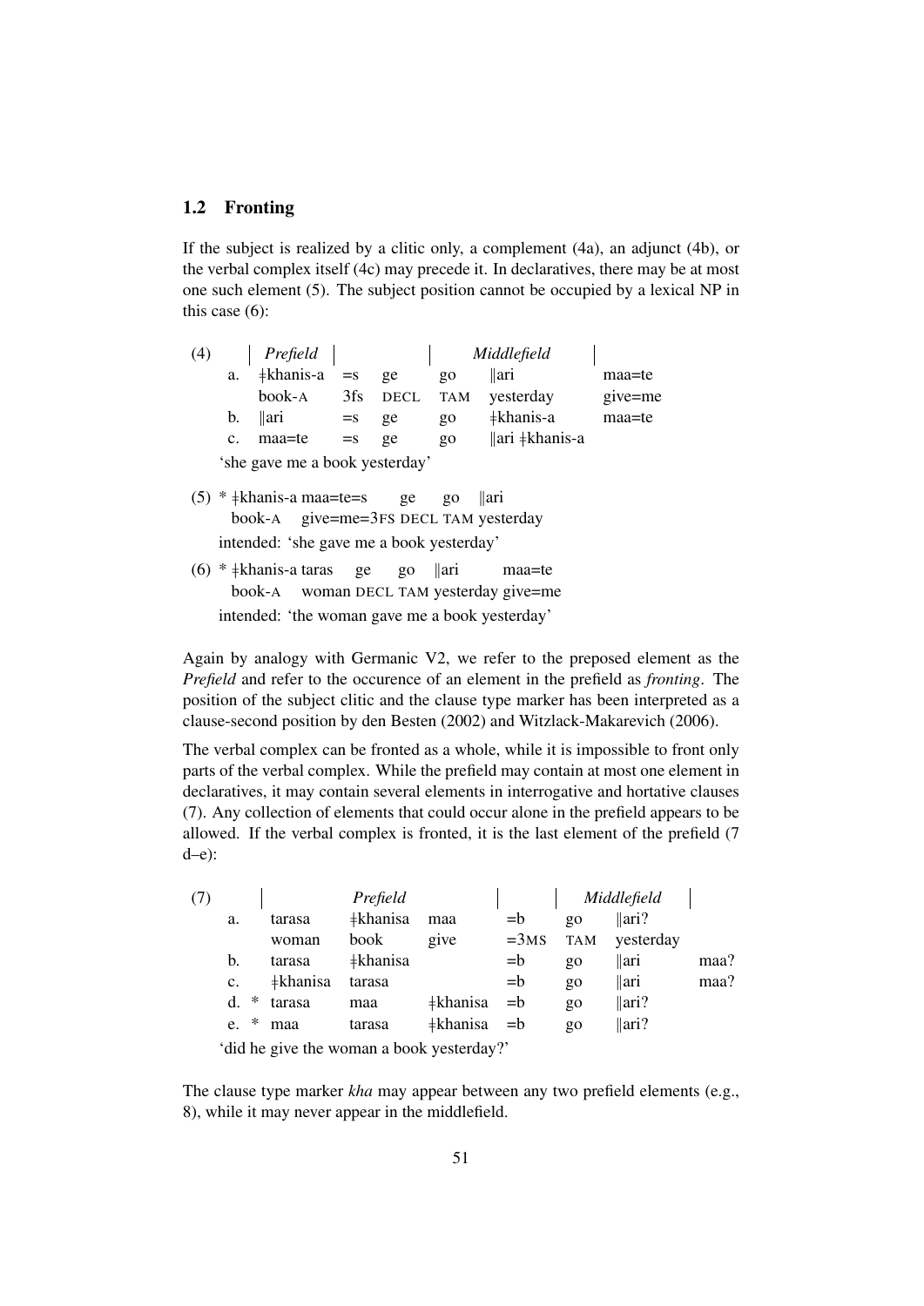## 1.2 Fronting

If the subject is realized by a clitic only, a complement (4a), an adjunct (4b), or the verbal complex itself (4c) may precede it. In declaratives, there may be at most one such element (5). The subject position cannot be occupied by a lexical NP in this case (6):

| (4) | | *Prefield* | | | | *Middlefield* | |
|---|---|---|---|---|---|---|---|
| | a. | ǂkhanis-a | =s | ge | go | ǁari | maa=te |
| | | book-A | 3fs | DECL | TAM | yesterday | give=me |
| | b. | ǁari | =s | ge | go | ǂkhanis-a | maa=te |
| | c. | maa=te | =s | ge | go | ǁari ǂkhanis-a | |

'she gave me a book yesterday'

(5) * ǂkhanis-a maa=te=s ge go ǁari
book-A give=me=3FS DECL TAM yesterday
intended: 'she gave me a book yesterday'

(6) * ǂkhanis-a taras ge go ǁari maa=te
book-A woman DECL TAM yesterday give=me
intended: 'the woman gave me a book yesterday'

Again by analogy with Germanic V2, we refer to the preposed element as the *Prefield* and refer to the occurence of an element in the prefield as *fronting*. The position of the subject clitic and the clause type marker has been interpreted as a clause-second position by den Besten (2002) and Witzlack-Makarevich (2006).

The verbal complex can be fronted as a whole, while it is impossible to front only parts of the verbal complex. While the prefield may contain at most one element in declaratives, it may contain several elements in interrogative and hortative clauses (7). Any collection of elements that could occur alone in the prefield appears to be allowed. If the verbal complex is fronted, it is the last element of the prefield (7 d–e):

| (7) | | | *Prefield* | | | | *Middlefield* | |
|---|---|---|---|---|---|---|---|---|
| | a. | tarasa | ǂkhanisa | maa | =b | go | ǁari? | |
| | | woman | book | give | =3MS | TAM | yesterday | |
| | b. | tarasa | ǂkhanisa | | =b | go | ǁari | maa? |
| | c. | ǂkhanisa | tarasa | | =b | go | ǁari | maa? |
| | d. * | tarasa | maa | ǂkhanisa | =b | go | ǁari? | |
| | e. * | maa | tarasa | ǂkhanisa | =b | go | ǁari? | |

'did he give the woman a book yesterday?'

The clause type marker *kha* may appear between any two prefield elements (e.g., 8), while it may never appear in the middlefield.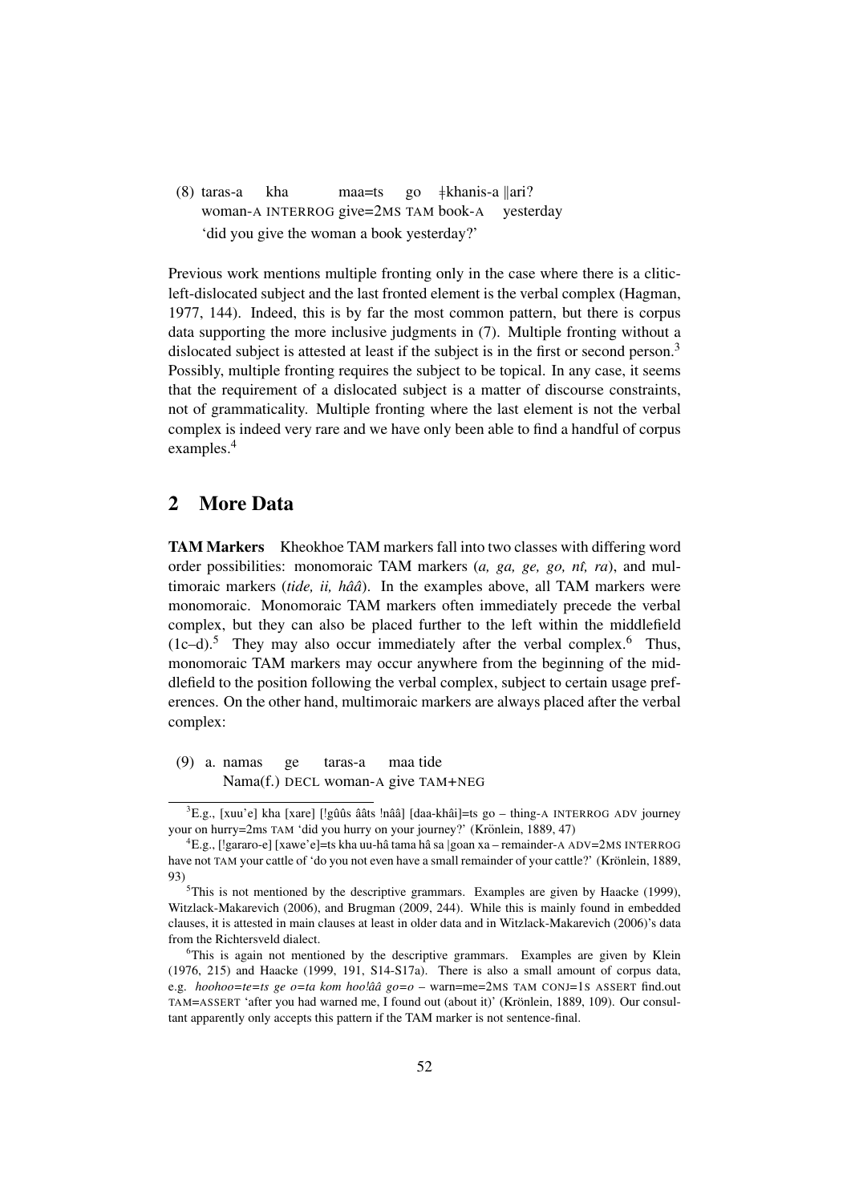(8) taras-a kha maa=ts go ǂkhanis-a ǁari?
woman-A INTERROG give=2MS TAM book-A yesterday
'did you give the woman a book yesterday?'

Previous work mentions multiple fronting only in the case where there is a clitic-left-dislocated subject and the last fronted element is the verbal complex (Hagman, 1977, 144). Indeed, this is by far the most common pattern, but there is corpus data supporting the more inclusive judgments in (7). Multiple fronting without a dislocated subject is attested at least if the subject is in the first or second person.[3] Possibly, multiple fronting requires the subject to be topical. In any case, it seems that the requirement of a dislocated subject is a matter of discourse constraints, not of grammaticality. Multiple fronting where the last element is not the verbal complex is indeed very rare and we have only been able to find a handful of corpus examples.[4]

## 2 More Data

**TAM Markers** Kheokhoe TAM markers fall into two classes with differing word order possibilities: monomoraic TAM markers (*a, ga, ge, go, nî, ra*), and multimoraic markers (*tide, ii, hââ*). In the examples above, all TAM markers were monomoraic. Monomoraic TAM markers often immediately precede the verbal complex, but they can also be placed further to the left within the middlefield (1c–d).[5] They may also occur immediately after the verbal complex.[6] Thus, monomoraic TAM markers may occur anywhere from the beginning of the middlefield to the position following the verbal complex, subject to certain usage preferences. On the other hand, multimoraic markers are always placed after the verbal complex:

(9) a. namas ge taras-a maa tide
Nama(f.) DECL woman-A give TAM+NEG

---

[3] E.g., [xuu'e] kha [xare] [!gûûs ââts !nââ] [daa-khâi]=ts go – thing-A INTERROG ADV journey your on hurry=2ms TAM 'did you hurry on your journey?' (Krönlein, 1889, 47)

[4] E.g., [!gararo-e] [xawe'e]=ts kha uu-hâ tama hâ sa |goan xa – remainder-A ADV=2MS INTERROG have not TAM your cattle of 'do you not even have a small remainder of your cattle?' (Krönlein, 1889, 93)

[5] This is not mentioned by the descriptive grammars. Examples are given by Haacke (1999), Witzlack-Makarevich (2006), and Brugman (2009, 244). While this is mainly found in embedded clauses, it is attested in main clauses at least in older data and in Witzlack-Makarevich (2006)'s data from the Richtersveld dialect.

[6] This is again not mentioned by the descriptive grammars. Examples are given by Klein (1976, 215) and Haacke (1999, 191, S14-S17a). There is also a small amount of corpus data, e.g. *hoohoo=te=ts ge o=ta kom hoo!ââ go=o* – warn=me=2MS TAM CONJ=1S ASSERT find.out TAM=ASSERT 'after you had warned me, I found out (about it)' (Krönlein, 1889, 109). Our consultant apparently only accepts this pattern if the TAM marker is not sentence-final.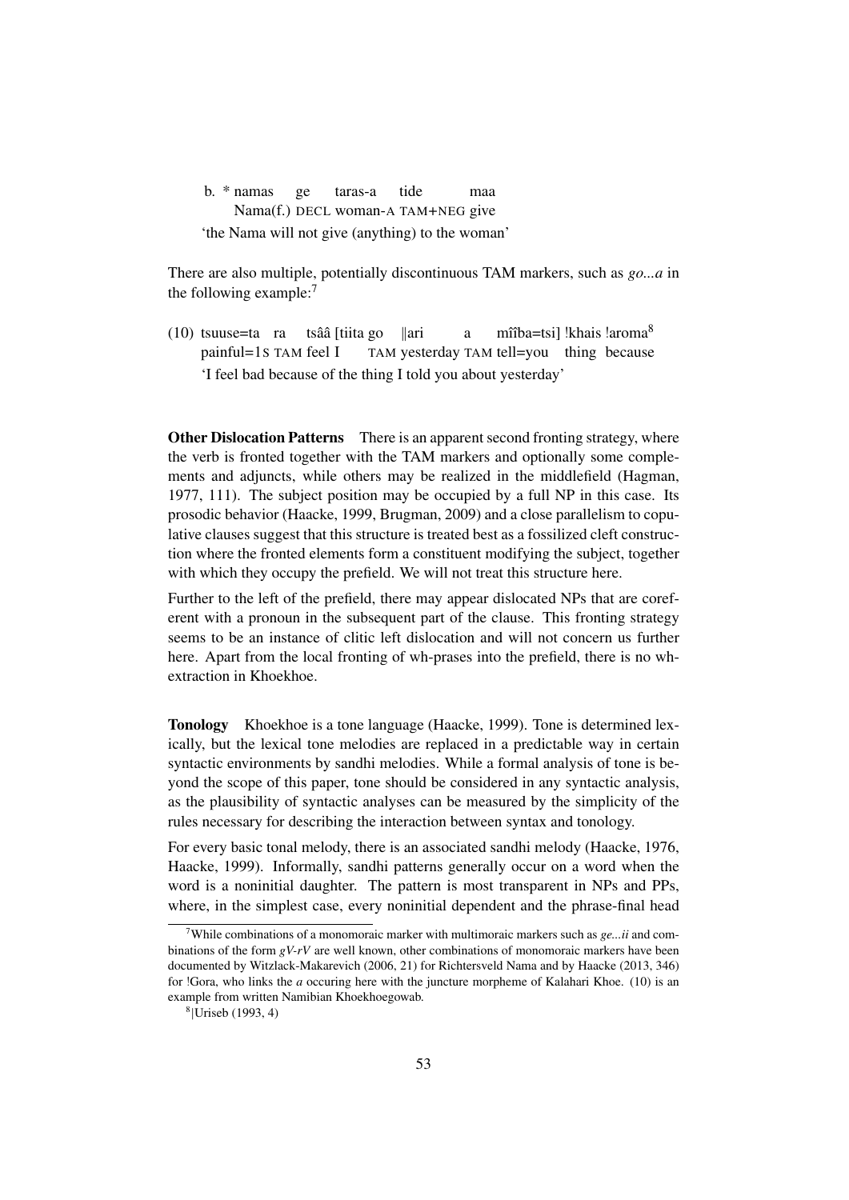b. * namas ge taras-a tide maa
   Nama(f.) DECL woman-A TAM+NEG give
   'the Nama will not give (anything) to the woman'

There are also multiple, potentially discontinuous TAM markers, such as *go...a* in the following example:[7]

(10) tsuuse=ta ra tsââ [tiita go ǁari a mîîba=tsi] !khais !aroma[8]
     painful=1S TAM feel I TAM yesterday TAM tell=you thing because
     'I feel bad because of the thing I told you about yesterday'

**Other Dislocation Patterns** There is an apparent second fronting strategy, where the verb is fronted together with the TAM markers and optionally some complements and adjuncts, while others may be realized in the middlefield (Hagman, 1977, 111). The subject position may be occupied by a full NP in this case. Its prosodic behavior (Haacke, 1999, Brugman, 2009) and a close parallelism to copulative clauses suggest that this structure is treated best as a fossilized cleft construction where the fronted elements form a constituent modifying the subject, together with which they occupy the prefield. We will not treat this structure here.

Further to the left of the prefield, there may appear dislocated NPs that are coreferent with a pronoun in the subsequent part of the clause. This fronting strategy seems to be an instance of clitic left dislocation and will not concern us further here. Apart from the local fronting of wh-prases into the prefield, there is no wh-extraction in Khoekhoe.

**Tonology** Khoekhoe is a tone language (Haacke, 1999). Tone is determined lexically, but the lexical tone melodies are replaced in a predictable way in certain syntactic environments by sandhi melodies. While a formal analysis of tone is beyond the scope of this paper, tone should be considered in any syntactic analysis, as the plausibility of syntactic analyses can be measured by the simplicity of the rules necessary for describing the interaction between syntax and tonology.

For every basic tonal melody, there is an associated sandhi melody (Haacke, 1976, Haacke, 1999). Informally, sandhi patterns generally occur on a word when the word is a noninitial daughter. The pattern is most transparent in NPs and PPs, where, in the simplest case, every noninitial dependent and the phrase-final head

[7] While combinations of a monomoraic marker with multimoraic markers such as *ge...ii* and combinations of the form *gV-rV* are well known, other combinations of monomoraic markers have been documented by Witzlack-Makarevich (2006, 21) for Richtersveld Nama and by Haacke (2013, 346) for !Gora, who links the *a* occuring here with the juncture morpheme of Kalahari Khoe. (10) is an example from written Namibian Khoekhoegowab.

[8] |Uriseb (1993, 4)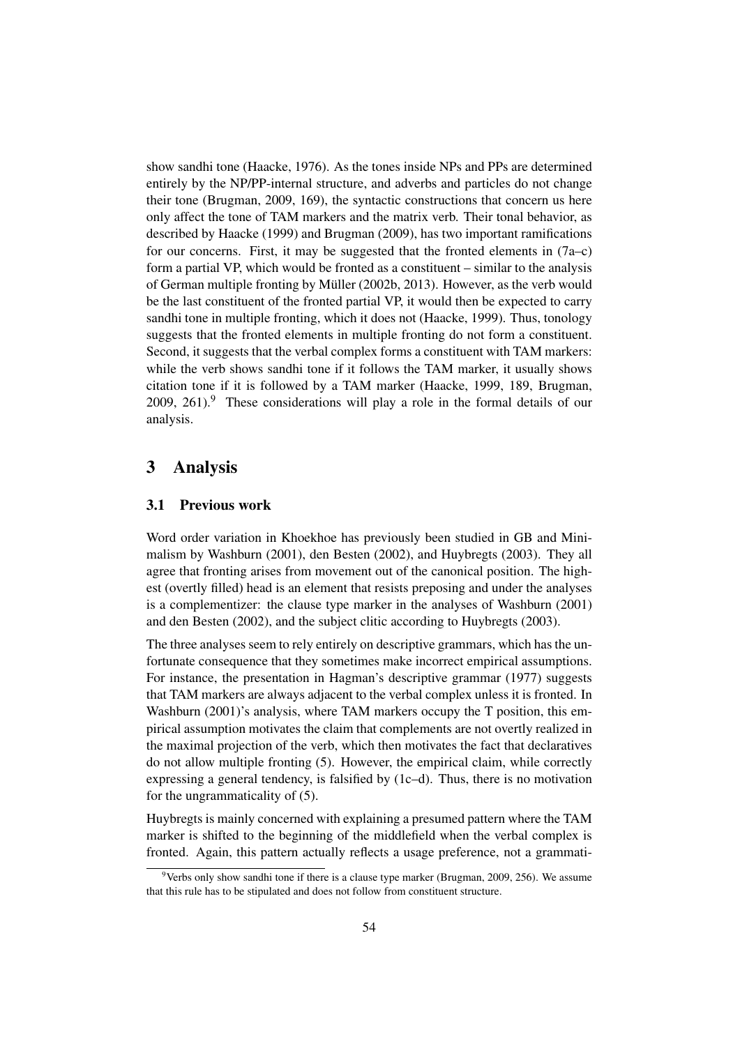show sandhi tone (Haacke, 1976). As the tones inside NPs and PPs are determined entirely by the NP/PP-internal structure, and adverbs and particles do not change their tone (Brugman, 2009, 169), the syntactic constructions that concern us here only affect the tone of TAM markers and the matrix verb. Their tonal behavior, as described by Haacke (1999) and Brugman (2009), has two important ramifications for our concerns. First, it may be suggested that the fronted elements in (7a–c) form a partial VP, which would be fronted as a constituent – similar to the analysis of German multiple fronting by Müller (2002b, 2013). However, as the verb would be the last constituent of the fronted partial VP, it would then be expected to carry sandhi tone in multiple fronting, which it does not (Haacke, 1999). Thus, tonology suggests that the fronted elements in multiple fronting do not form a constituent. Second, it suggests that the verbal complex forms a constituent with TAM markers: while the verb shows sandhi tone if it follows the TAM marker, it usually shows citation tone if it is followed by a TAM marker (Haacke, 1999, 189, Brugman, 2009, 261).[9] These considerations will play a role in the formal details of our analysis.

# 3 Analysis

## 3.1 Previous work

Word order variation in Khoekhoe has previously been studied in GB and Minimalism by Washburn (2001), den Besten (2002), and Huybregts (2003). They all agree that fronting arises from movement out of the canonical position. The highest (overtly filled) head is an element that resists preposing and under the analyses is a complementizer: the clause type marker in the analyses of Washburn (2001) and den Besten (2002), and the subject clitic according to Huybregts (2003).

The three analyses seem to rely entirely on descriptive grammars, which has the unfortunate consequence that they sometimes make incorrect empirical assumptions. For instance, the presentation in Hagman's descriptive grammar (1977) suggests that TAM markers are always adjacent to the verbal complex unless it is fronted. In Washburn (2001)'s analysis, where TAM markers occupy the T position, this empirical assumption motivates the claim that complements are not overtly realized in the maximal projection of the verb, which then motivates the fact that declaratives do not allow multiple fronting (5). However, the empirical claim, while correctly expressing a general tendency, is falsified by (1c–d). Thus, there is no motivation for the ungrammaticality of (5).

Huybregts is mainly concerned with explaining a presumed pattern where the TAM marker is shifted to the beginning of the middlefield when the verbal complex is fronted. Again, this pattern actually reflects a usage preference, not a grammati-

[9] Verbs only show sandhi tone if there is a clause type marker (Brugman, 2009, 256). We assume that this rule has to be stipulated and does not follow from constituent structure.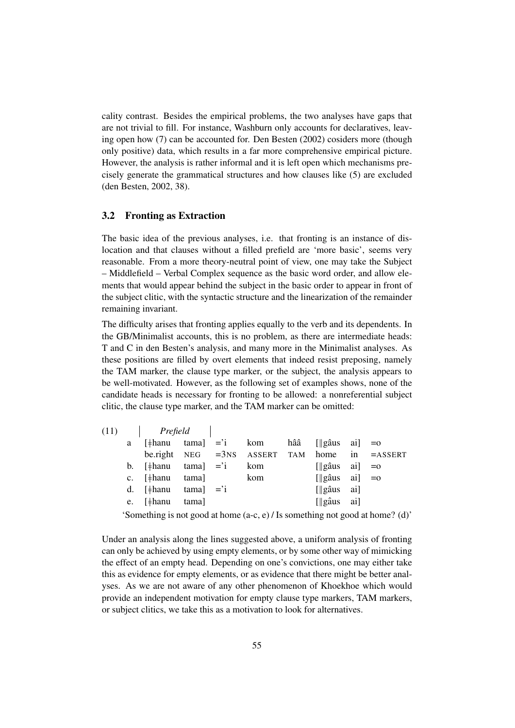cality contrast. Besides the empirical problems, the two analyses have gaps that are not trivial to fill. For instance, Washburn only accounts for declaratives, leaving open how (7) can be accounted for. Den Besten (2002) cosiders more (though only positive) data, which results in a far more comprehensive empirical picture. However, the analysis is rather informal and it is left open which mechanisms precisely generate the grammatical structures and how clauses like (5) are excluded (den Besten, 2002, 38).

## 3.2 Fronting as Extraction

The basic idea of the previous analyses, i.e. that fronting is an instance of dislocation and that clauses without a filled prefield are 'more basic', seems very reasonable. From a more theory-neutral point of view, one may take the Subject – Middlefield – Verbal Complex sequence as the basic word order, and allow elements that would appear behind the subject in the basic order to appear in front of the subject clitic, with the syntactic structure and the linearization of the remainder remaining invariant.

The difficulty arises that fronting applies equally to the verb and its dependents. In the GB/Minimalist accounts, this is no problem, as there are intermediate heads: T and C in den Besten's analysis, and many more in the Minimalist analyses. As these positions are filled by overt elements that indeed resist preposing, namely the TAM marker, the clause type marker, or the subject, the analysis appears to be well-motivated. However, as the following set of examples shows, none of the candidate heads is necessary for fronting to be allowed: a nonreferential subject clitic, the clause type marker, and the TAM marker can be omitted:

| (11) | | *Prefield* | | | | | | | |
|---|---|---|---|---|---|---|---|---|---|
| a | [ǂhanu | tama] | =’i | kom | hââ | [ǁgâus | ai] | =o |
| | be.right | NEG | =3NS | ASSERT | TAM | home | in | =ASSERT |
| b. | [ǂhanu | tama] | =’i | kom | | [ǁgâus | ai] | =o |
| c. | [ǂhanu | tama] | | kom | | [ǁgâus | ai] | =o |
| d. | [ǂhanu | tama] | =’i | | | [ǁgâus | ai] | |
| e. | [ǂhanu | tama] | | | | [ǁgâus | ai] | |

'Something is not good at home (a-c, e) / Is something not good at home? (d)'

Under an analysis along the lines suggested above, a uniform analysis of fronting can only be achieved by using empty elements, or by some other way of mimicking the effect of an empty head. Depending on one's convictions, one may either take this as evidence for empty elements, or as evidence that there might be better analyses. As we are not aware of any other phenomenon of Khoekhoe which would provide an independent motivation for empty clause type markers, TAM markers, or subject clitics, we take this as a motivation to look for alternatives.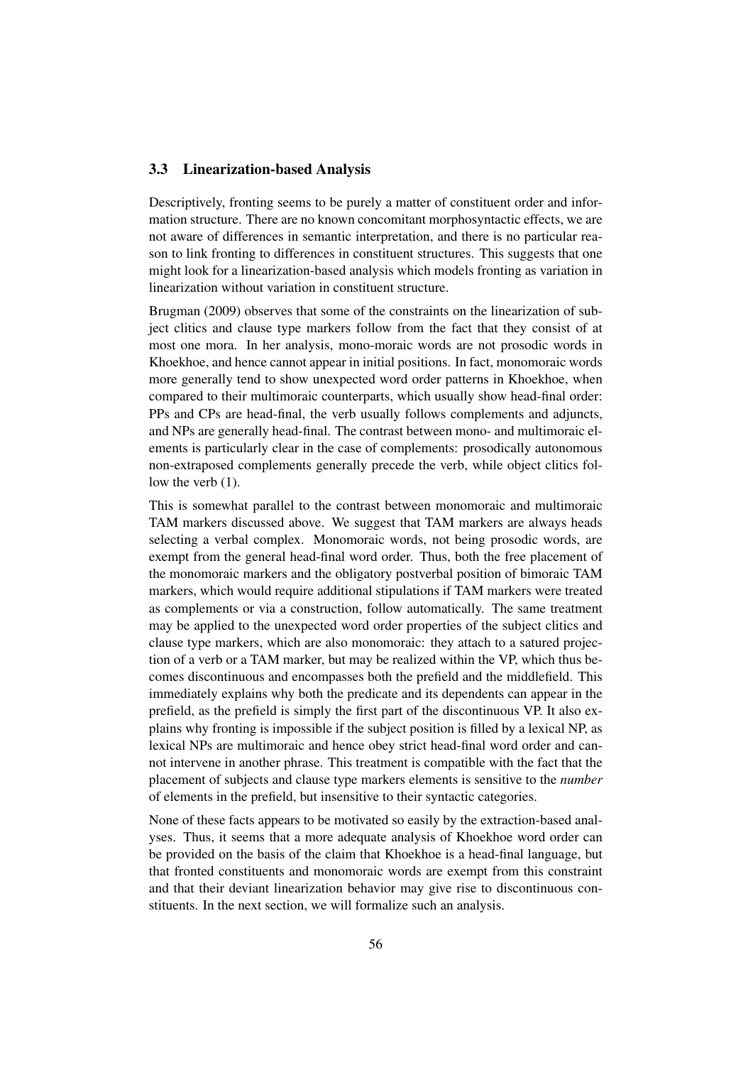### 3.3 Linearization-based Analysis

Descriptively, fronting seems to be purely a matter of constituent order and information structure. There are no known concomitant morphosyntactic effects, we are not aware of differences in semantic interpretation, and there is no particular reason to link fronting to differences in constituent structures. This suggests that one might look for a linearization-based analysis which models fronting as variation in linearization without variation in constituent structure.

Brugman (2009) observes that some of the constraints on the linearization of subject clitics and clause type markers follow from the fact that they consist of at most one mora. In her analysis, mono-moraic words are not prosodic words in Khoekhoe, and hence cannot appear in initial positions. In fact, monomoraic words more generally tend to show unexpected word order patterns in Khoekhoe, when compared to their multimoraic counterparts, which usually show head-final order: PPs and CPs are head-final, the verb usually follows complements and adjuncts, and NPs are generally head-final. The contrast between mono- and multimoraic elements is particularly clear in the case of complements: prosodically autonomous non-extraposed complements generally precede the verb, while object clitics follow the verb (1).

This is somewhat parallel to the contrast between monomoraic and multimoraic TAM markers discussed above. We suggest that TAM markers are always heads selecting a verbal complex. Monomoraic words, not being prosodic words, are exempt from the general head-final word order. Thus, both the free placement of the monomoraic markers and the obligatory postverbal position of bimoraic TAM markers, which would require additional stipulations if TAM markers were treated as complements or via a construction, follow automatically. The same treatment may be applied to the unexpected word order properties of the subject clitics and clause type markers, which are also monomoraic: they attach to a satured projection of a verb or a TAM marker, but may be realized within the VP, which thus becomes discontinuous and encompasses both the prefield and the middlefield. This immediately explains why both the predicate and its dependents can appear in the prefield, as the prefield is simply the first part of the discontinuous VP. It also explains why fronting is impossible if the subject position is filled by a lexical NP, as lexical NPs are multimoraic and hence obey strict head-final word order and cannot intervene in another phrase. This treatment is compatible with the fact that the placement of subjects and clause type markers elements is sensitive to the *number* of elements in the prefield, but insensitive to their syntactic categories.

None of these facts appears to be motivated so easily by the extraction-based analyses. Thus, it seems that a more adequate analysis of Khoekhoe word order can be provided on the basis of the claim that Khoekhoe is a head-final language, but that fronted constituents and monomoraic words are exempt from this constraint and that their deviant linearization behavior may give rise to discontinuous constituents. In the next section, we will formalize such an analysis.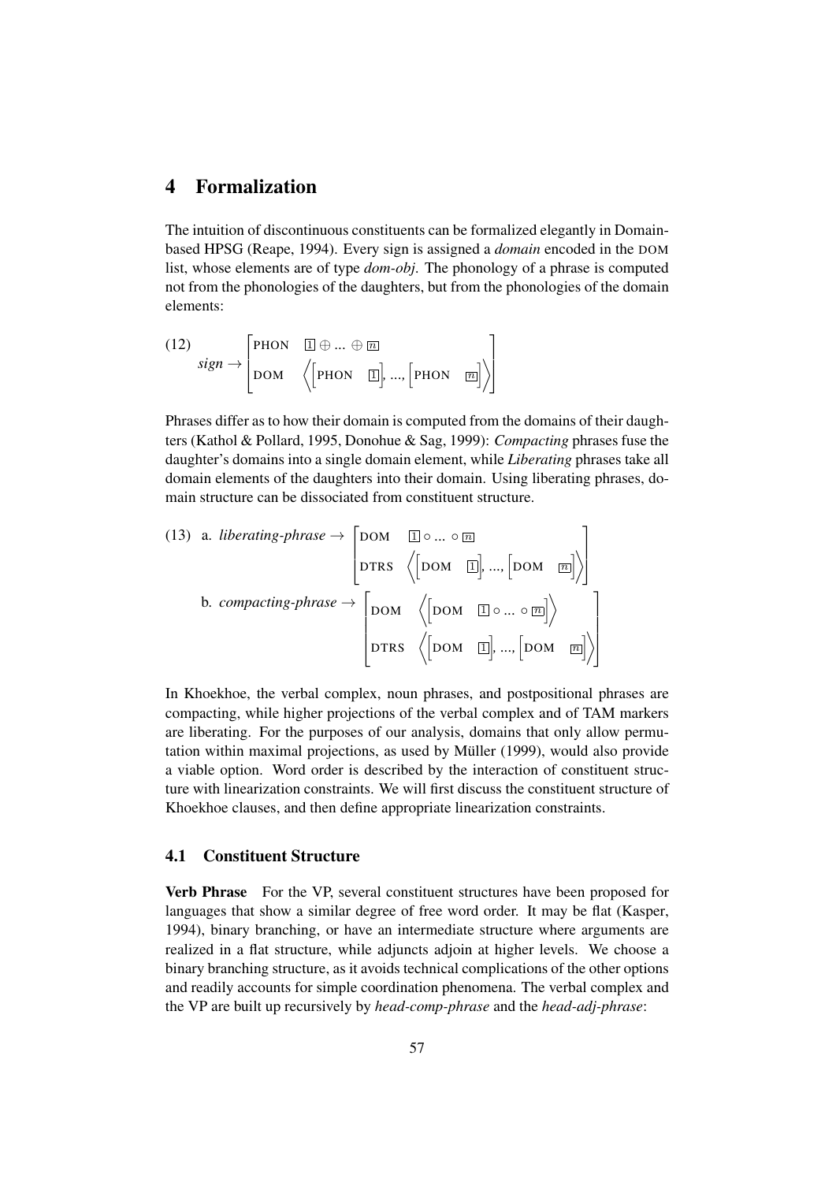## 4 Formalization

The intuition of discontinuous constituents can be formalized elegantly in Domain-based HPSG (Reape, 1994). Every sign is assigned a *domain* encoded in the DOM list, whose elements are of type *dom-obj*. The phonology of a phrase is computed not from the phonologies of the daughters, but from the phonologies of the domain elements:

(12)
$$sign \rightarrow \begin{bmatrix} \text{PHON} & \boxed{1} \oplus ... \oplus \boxed{n} \\ \text{DOM} & \left\langle \begin{bmatrix} \text{PHON} & \boxed{1} \end{bmatrix}, ..., \begin{bmatrix} \text{PHON} & \boxed{n} \end{bmatrix} \right\rangle \end{bmatrix}$$

Phrases differ as to how their domain is computed from the domains of their daughters (Kathol & Pollard, 1995, Donohue & Sag, 1999): *Compacting* phrases fuse the daughter's domains into a single domain element, while *Liberating* phrases take all domain elements of the daughters into their domain. Using liberating phrases, domain structure can be dissociated from constituent structure.

(13) a. 
$$liberating\text{-}phrase \rightarrow \begin{bmatrix} \text{DOM} & \boxed{1} \circ ... \circ \boxed{n} \\ \text{DTRS} & \left\langle \begin{bmatrix} \text{DOM} & \boxed{1} \end{bmatrix}, ..., \begin{bmatrix} \text{DOM} & \boxed{n} \end{bmatrix} \right\rangle \end{bmatrix}$$

b. 
$$compacting\text{-}phrase \rightarrow \begin{bmatrix} \text{DOM} & \left\langle \begin{bmatrix} \text{DOM} & \boxed{1} \circ ... \circ \boxed{n} \end{bmatrix} \right\rangle \\ \text{DTRS} & \left\langle \begin{bmatrix} \text{DOM} & \boxed{1} \end{bmatrix}, ..., \begin{bmatrix} \text{DOM} & \boxed{n} \end{bmatrix} \right\rangle \end{bmatrix}$$

In Khoekhoe, the verbal complex, noun phrases, and postpositional phrases are compacting, while higher projections of the verbal complex and of TAM markers are liberating. For the purposes of our analysis, domains that only allow permutation within maximal projections, as used by Müller (1999), would also provide a viable option. Word order is described by the interaction of constituent structure with linearization constraints. We will first discuss the constituent structure of Khoekhoe clauses, and then define appropriate linearization constraints.

### 4.1 Constituent Structure

**Verb Phrase** For the VP, several constituent structures have been proposed for languages that show a similar degree of free word order. It may be flat (Kasper, 1994), binary branching, or have an intermediate structure where arguments are realized in a flat structure, while adjuncts adjoin at higher levels. We choose a binary branching structure, as it avoids technical complications of the other options and readily accounts for simple coordination phenomena. The verbal complex and the VP are built up recursively by *head-comp-phrase* and the *head-adj-phrase*: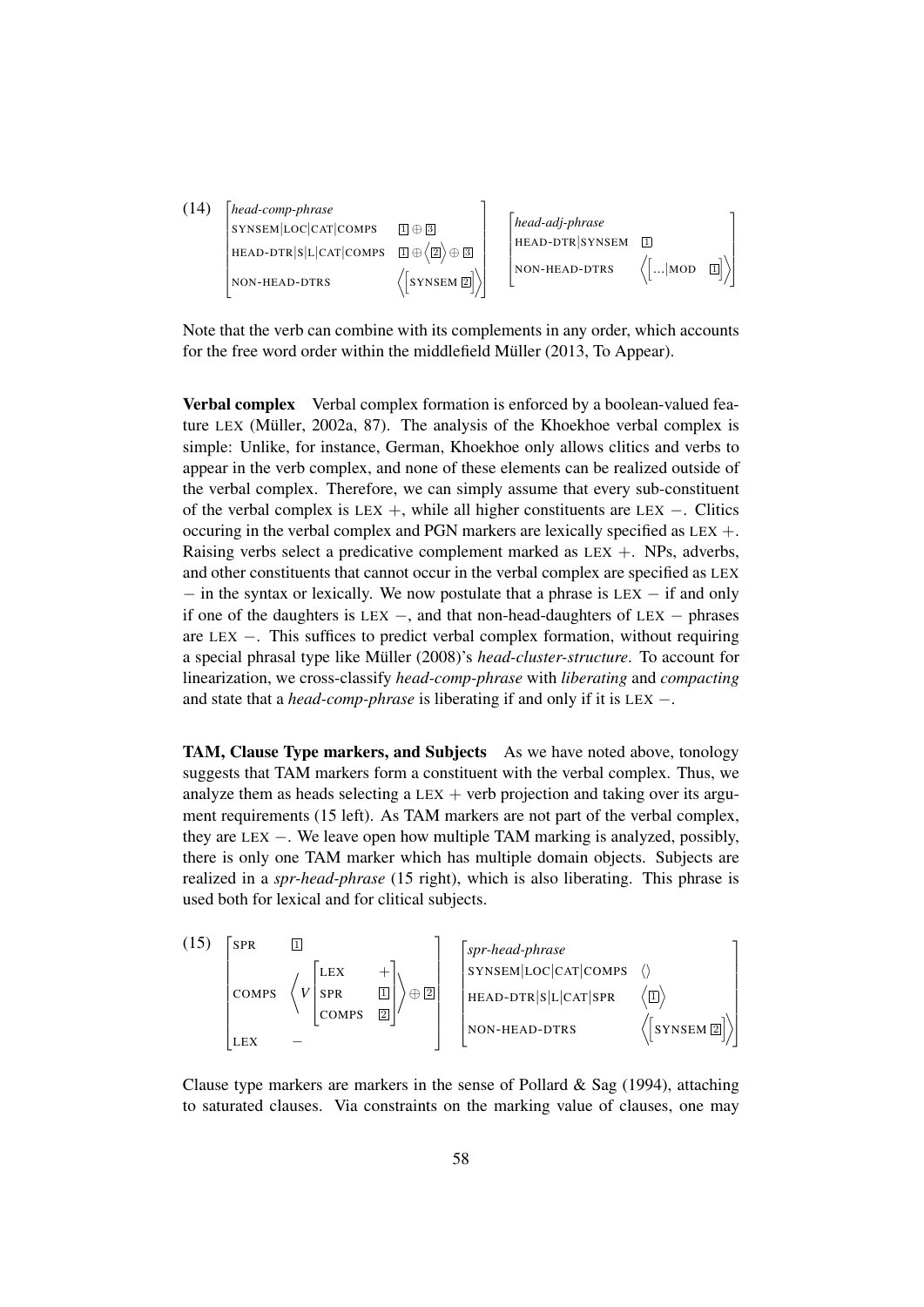(14)

$$\begin{bmatrix} \textit{head-comp-phrase} & \\ \text{SYNSEM|LOC|CAT|COMPS} & \boxed{1} \oplus \boxed{3} \\ \text{HEAD-DTR|S|L|CAT|COMPS} & \boxed{1} \oplus \left\langle \boxed{2} \right\rangle \oplus \boxed{3} \\ \text{NON-HEAD-DTRS} & \left\langle \begin{bmatrix} \text{SYNSEM } \boxed{2} \end{bmatrix} \right\rangle \end{bmatrix} \quad \begin{bmatrix} \textit{head-adj-phrase} & \\ \text{HEAD-DTR|SYNSEM} & \boxed{1} \\ \text{NON-HEAD-DTRS} & \left\langle \begin{bmatrix} \ldots\text{|MOD} & \boxed{1} \end{bmatrix} \right\rangle \end{bmatrix}$$

Note that the verb can combine with its complements in any order, which accounts for the free word order within the middlefield Müller (2013, To Appear).

**Verbal complex** Verbal complex formation is enforced by a boolean-valued feature LEX (Müller, 2002a, 87). The analysis of the Khoekhoe verbal complex is simple: Unlike, for instance, German, Khoekhoe only allows clitics and verbs to appear in the verb complex, and none of these elements can be realized outside of the verbal complex. Therefore, we can simply assume that every sub-constituent of the verbal complex is LEX +, while all higher constituents are LEX −. Clitics occuring in the verbal complex and PGN markers are lexically specified as LEX +. Raising verbs select a predicative complement marked as LEX +. NPs, adverbs, and other constituents that cannot occur in the verbal complex are specified as LEX − in the syntax or lexically. We now postulate that a phrase is LEX − if and only if one of the daughters is LEX −, and that non-head-daughters of LEX − phrases are LEX −. This suffices to predict verbal complex formation, without requiring a special phrasal type like Müller (2008)'s *head-cluster-structure*. To account for linearization, we cross-classify *head-comp-phrase* with *liberating* and *compacting* and state that a *head-comp-phrase* is liberating if and only if it is LEX −.

**TAM, Clause Type markers, and Subjects** As we have noted above, tonology suggests that TAM markers form a constituent with the verbal complex. Thus, we analyze them as heads selecting a LEX + verb projection and taking over its argument requirements (15 left). As TAM markers are not part of the verbal complex, they are LEX −. We leave open how multiple TAM marking is analyzed, possibly, there is only one TAM marker which has multiple domain objects. Subjects are realized in a *spr-head-phrase* (15 right), which is also liberating. This phrase is used both for lexical and for clitical subjects.

(15)

$$\begin{bmatrix} \text{SPR} & \boxed{1} \\ \text{COMPS} & \left\langle V \begin{bmatrix} \text{LEX} & + \\ \text{SPR} & \boxed{1} \\ \text{COMPS} & \boxed{2} \end{bmatrix} \right\rangle \oplus \boxed{2} \\ \text{LEX} & - \end{bmatrix} \quad \begin{bmatrix} \textit{spr-head-phrase} & \\ \text{SYNSEM|LOC|CAT|COMPS} & \langle\rangle \\ \text{HEAD-DTR|S|L|CAT|SPR} & \left\langle \boxed{1} \right\rangle \\ \text{NON-HEAD-DTRS} & \left\langle \begin{bmatrix} \text{SYNSEM } \boxed{2} \end{bmatrix} \right\rangle \end{bmatrix}$$

Clause type markers are markers in the sense of Pollard & Sag (1994), attaching to saturated clauses. Via constraints on the marking value of clauses, one may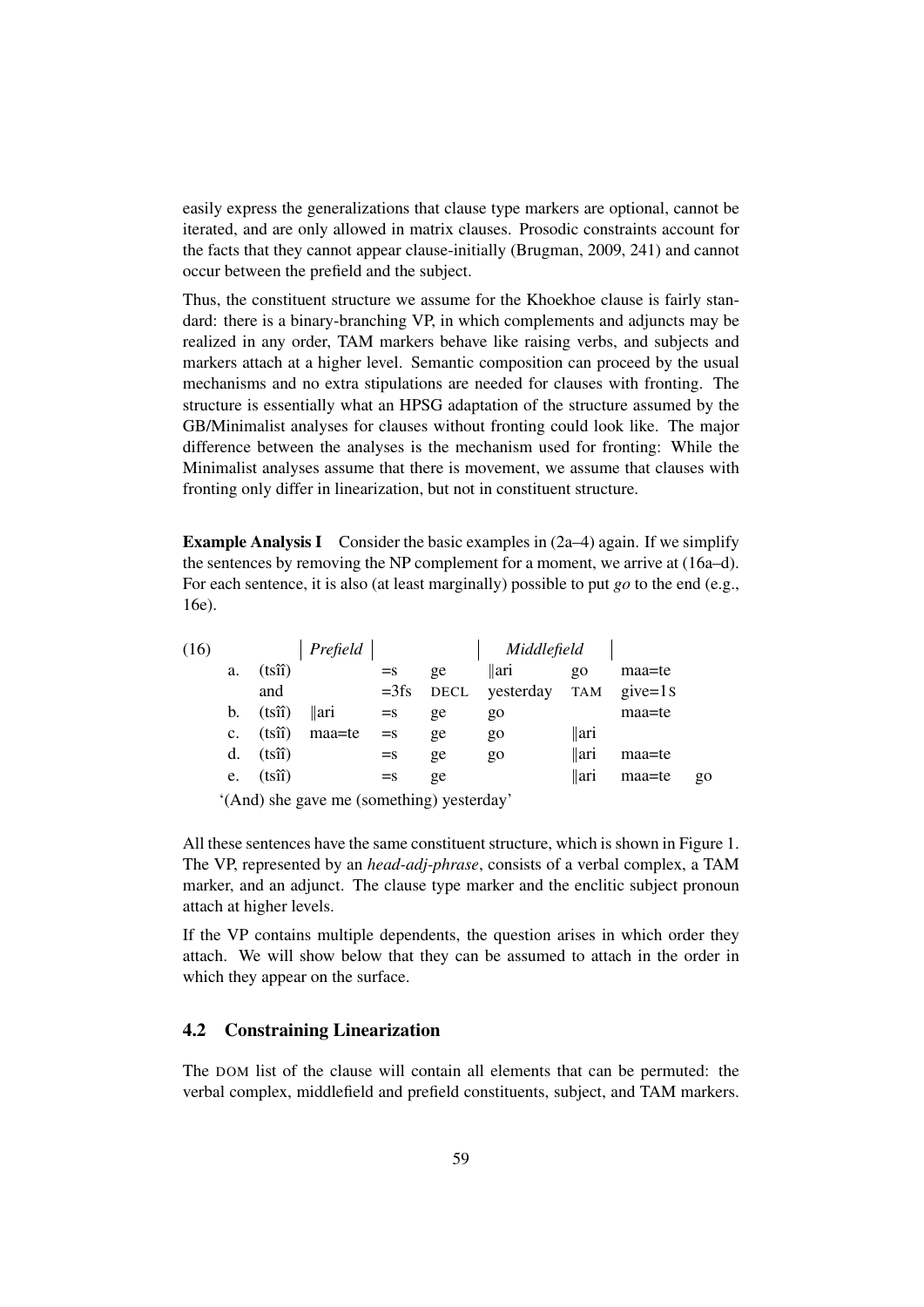easily express the generalizations that clause type markers are optional, cannot be iterated, and are only allowed in matrix clauses. Prosodic constraints account for the facts that they cannot appear clause-initially (Brugman, 2009, 241) and cannot occur between the prefield and the subject.

Thus, the constituent structure we assume for the Khoekhoe clause is fairly standard: there is a binary-branching VP, in which complements and adjuncts may be realized in any order, TAM markers behave like raising verbs, and subjects and markers attach at a higher level. Semantic composition can proceed by the usual mechanisms and no extra stipulations are needed for clauses with fronting. The structure is essentially what an HPSG adaptation of the structure assumed by the GB/Minimalist analyses for clauses without fronting could look like. The major difference between the analyses is the mechanism used for fronting: While the Minimalist analyses assume that there is movement, we assume that clauses with fronting only differ in linearization, but not in constituent structure.

**Example Analysis I** Consider the basic examples in (2a–4) again. If we simplify the sentences by removing the NP complement for a moment, we arrive at (16a–d). For each sentence, it is also (at least marginally) possible to put *go* to the end (e.g., 16e).

(16)

| | | *Prefield* | | | *Middlefield* | | | |
|---|---|---|---|---|---|---|---|---|
| a. | (tsîî) | | =s | ge | ǁari | go | maa=te | |
| | and | | =3fs | DECL | yesterday | TAM | give=1S | |
| b. | (tsîî) | ǁari | =s | ge | go | | maa=te | |
| c. | (tsîî) | maa=te | =s | ge | go | ǁari | | |
| d. | (tsîî) | | =s | ge | go | ǁari | maa=te | |
| e. | (tsîî) | | =s | ge | | ǁari | maa=te | go |

'(And) she gave me (something) yesterday'

All these sentences have the same constituent structure, which is shown in Figure 1. The VP, represented by an *head-adj-phrase*, consists of a verbal complex, a TAM marker, and an adjunct. The clause type marker and the enclitic subject pronoun attach at higher levels.

If the VP contains multiple dependents, the question arises in which order they attach. We will show below that they can be assumed to attach in the order in which they appear on the surface.

## 4.2 Constraining Linearization

The DOM list of the clause will contain all elements that can be permuted: the verbal complex, middlefield and prefield constituents, subject, and TAM markers.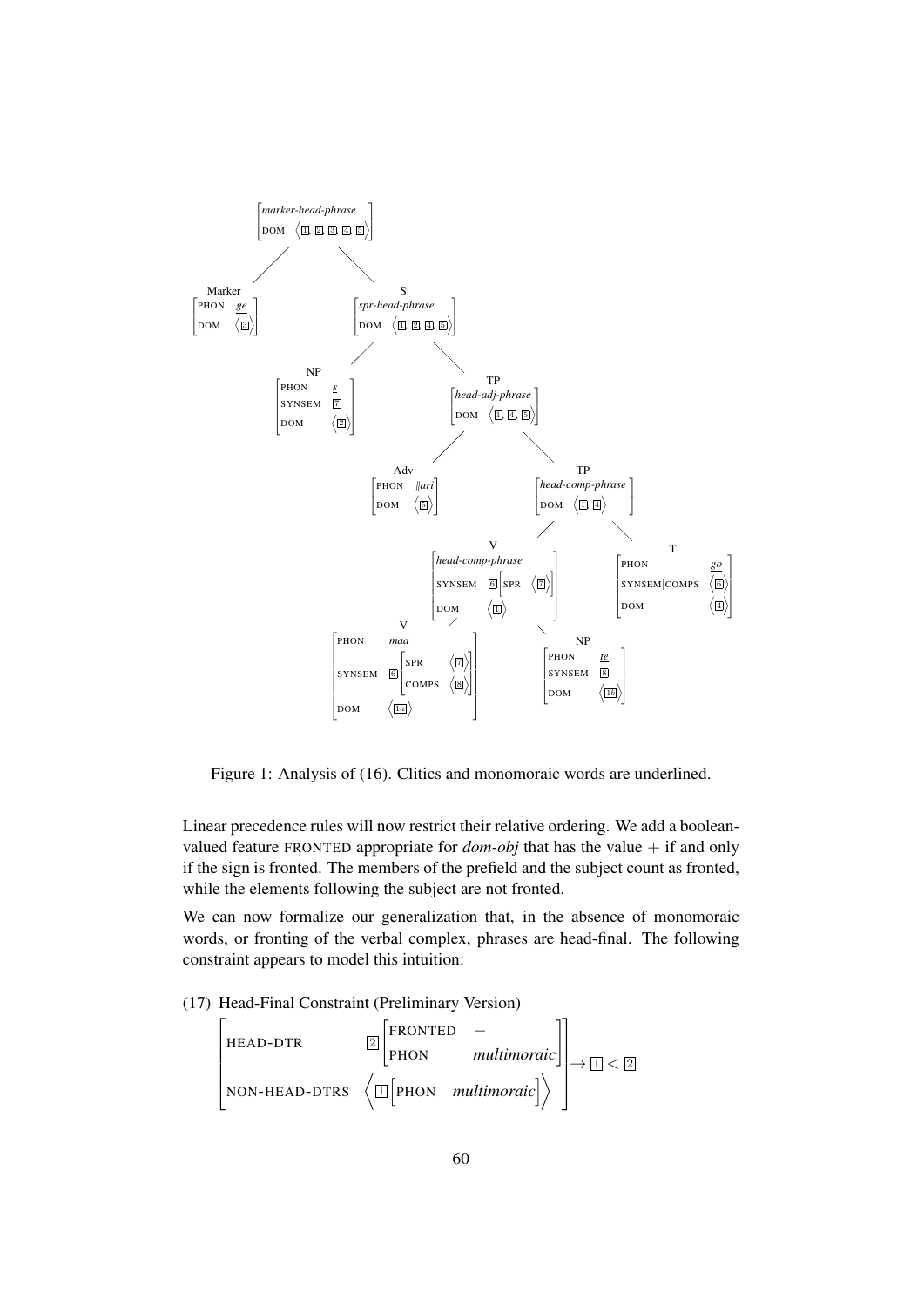Figure 1: Analysis of (16). Clitics and monomoraic words are underlined.

Linear precedence rules will now restrict their relative ordering. We add a boolean-valued feature FRONTED appropriate for *dom-obj* that has the value + if and only if the sign is fronted. The members of the prefield and the subject count as fronted, while the elements following the subject are not fronted.

We can now formalize our generalization that, in the absence of monomoraic words, or fronting of the verbal complex, phrases are head-final. The following constraint appears to model this intuition:

(17) Head-Final Constraint (Preliminary Version)

$$\begin{bmatrix} \text{HEAD-DTR} & \boxed{2}\begin{bmatrix} \text{FRONTED} & - \\ \text{PHON} & \textit{multimoraic} \end{bmatrix} \\ \text{NON-HEAD-DTRS} & \left\langle \boxed{1}\begin{bmatrix} \text{PHON} & \textit{multimoraic} \end{bmatrix} \right\rangle \end{bmatrix} \rightarrow \boxed{1} < \boxed{2}$$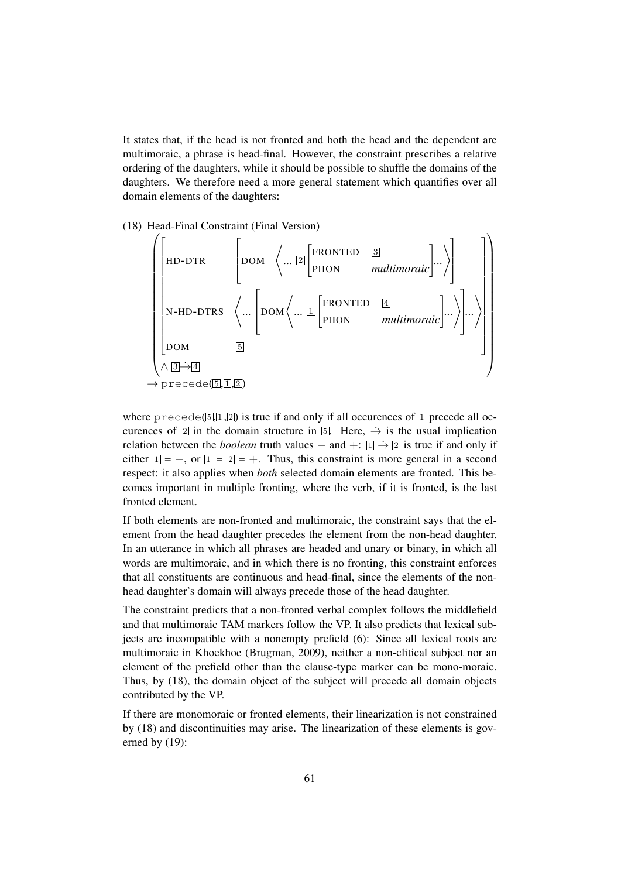It states that, if the head is not fronted and both the head and the dependent are multimoraic, a phrase is head-final. However, the constraint prescribes a relative ordering of the daughters, while it should be possible to shuffle the domains of the daughters. We therefore need a more general statement which quantifies over all domain elements of the daughters:

(18) Head-Final Constraint (Final Version)

$$\left( \begin{bmatrix} \text{HD-DTR} & \begin{bmatrix} \text{DOM} & \left\langle \ldots \boxed{2} \begin{bmatrix} \text{FRONTED} & \boxed{3} \\ \text{PHON} & \textit{multimoraic} \end{bmatrix} \ldots \right\rangle \end{bmatrix} \\ \text{N-HD-DTRS} & \left\langle \ldots \begin{bmatrix} \text{DOM} \left\langle \ldots \boxed{1} \begin{bmatrix} \text{FRONTED} & \boxed{4} \\ \text{PHON} & \textit{multimoraic} \end{bmatrix} \ldots \right\rangle \end{bmatrix} \ldots \right\rangle \\ \text{DOM} & \boxed{5} \end{bmatrix} \wedge \boxed{3} \dot{\rightarrow} \boxed{4} \right) \rightarrow \texttt{precede}(\boxed{5},\boxed{1},\boxed{2})$$

where $\texttt{precede}(\boxed{5},\boxed{1},\boxed{2})$ is true if and only if all occurences of $\boxed{1}$ precede all occurences of $\boxed{2}$ in the domain structure in $\boxed{5}$. Here, $\dot{\rightarrow}$ is the usual implication relation between the *boolean* truth values $-$ and $+$: $\boxed{1} \dot{\rightarrow} \boxed{2}$ is true if and only if either $\boxed{1} = -$, or $\boxed{1} = \boxed{2} = +$. Thus, this constraint is more general in a second respect: it also applies when *both* selected domain elements are fronted. This becomes important in multiple fronting, where the verb, if it is fronted, is the last fronted element.

If both elements are non-fronted and multimoraic, the constraint says that the element from the head daughter precedes the element from the non-head daughter. In an utterance in which all phrases are headed and unary or binary, in which all words are multimoraic, and in which there is no fronting, this constraint enforces that all constituents are continuous and head-final, since the elements of the non-head daughter's domain will always precede those of the head daughter.

The constraint predicts that a non-fronted verbal complex follows the middlefield and that multimoraic TAM markers follow the VP. It also predicts that lexical subjects are incompatible with a nonempty prefield (6): Since all lexical roots are multimoraic in Khoekhoe (Brugman, 2009), neither a non-clitical subject nor an element of the prefield other than the clause-type marker can be mono-moraic. Thus, by (18), the domain object of the subject will precede all domain objects contributed by the VP.

If there are monomoraic or fronted elements, their linearization is not constrained by (18) and discontinuities may arise. The linearization of these elements is governed by (19):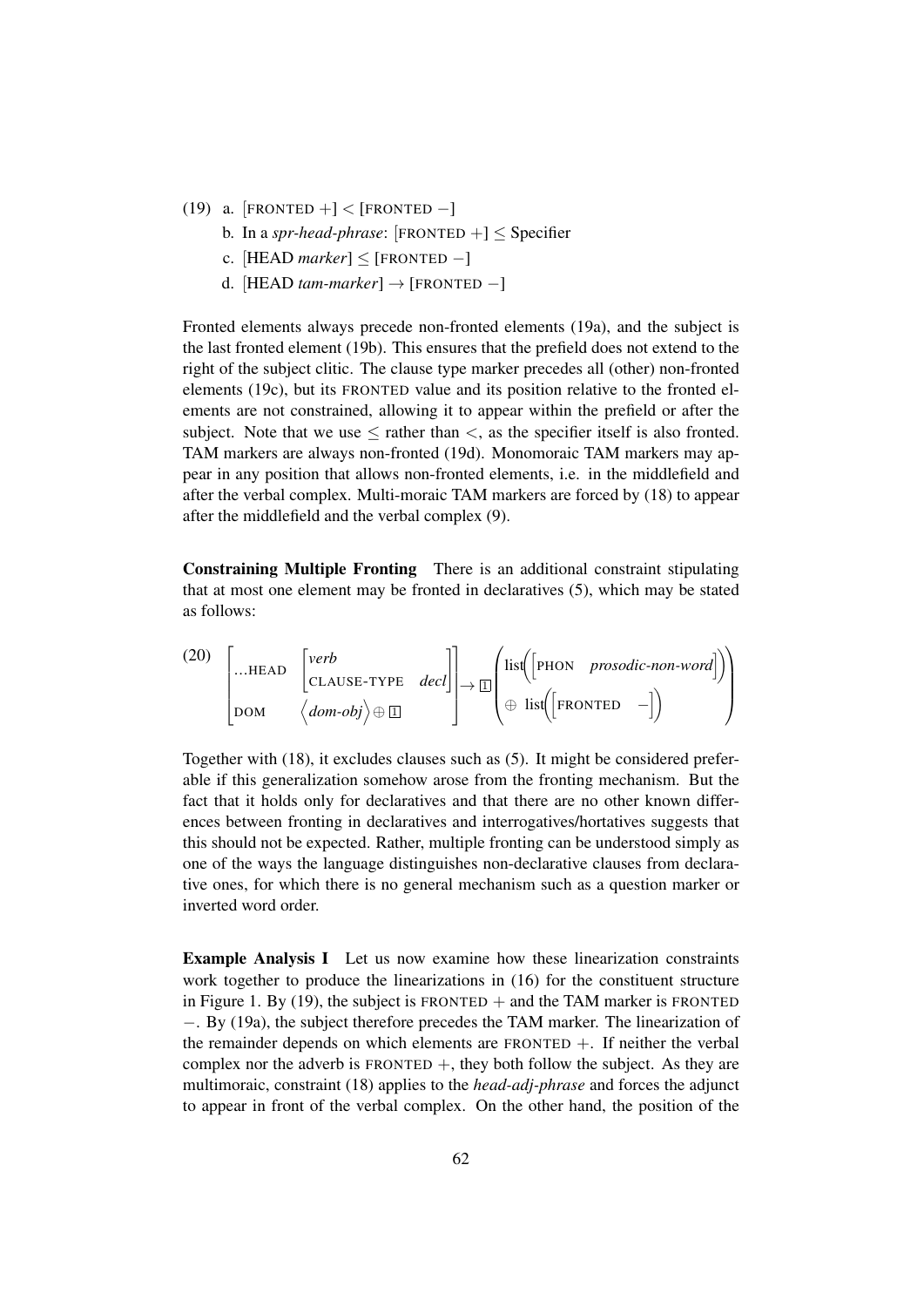(19) a. [FRONTED +] < [FRONTED −]

b. In a *spr-head-phrase*: [FRONTED +] ≤ Specifier

c. [HEAD *marker*] ≤ [FRONTED −]

d. [HEAD *tam-marker*] → [FRONTED −]

Fronted elements always precede non-fronted elements (19a), and the subject is the last fronted element (19b). This ensures that the prefield does not extend to the right of the subject clitic. The clause type marker precedes all (other) non-fronted elements (19c), but its FRONTED value and its position relative to the fronted elements are not constrained, allowing it to appear within the prefield or after the subject. Note that we use ≤ rather than <, as the specifier itself is also fronted. TAM markers are always non-fronted (19d). Monomoraic TAM markers may appear in any position that allows non-fronted elements, i.e. in the middlefield and after the verbal complex. Multi-moraic TAM markers are forced by (18) to appear after the middlefield and the verbal complex (9).

**Constraining Multiple Fronting** There is an additional constraint stipulating that at most one element may be fronted in declaratives (5), which may be stated as follows:

(20)
$$\begin{bmatrix} \text{...HEAD} & \begin{bmatrix} \textit{verb} \\ \text{CLAUSE-TYPE} \quad \textit{decl} \end{bmatrix} \\ \text{DOM} & \langle \textit{dom-obj} \rangle \oplus \boxed{1} \end{bmatrix} \rightarrow \boxed{1} \begin{pmatrix} \text{list}\Big(\big[\text{PHON} \quad \textit{prosodic-non-word}\big]\Big) \\ \oplus \ \text{list}\Big(\big[\text{FRONTED} \quad -\big]\Big) \end{pmatrix}$$

Together with (18), it excludes clauses such as (5). It might be considered preferable if this generalization somehow arose from the fronting mechanism. But the fact that it holds only for declaratives and that there are no other known differences between fronting in declaratives and interrogatives/hortatives suggests that this should not be expected. Rather, multiple fronting can be understood simply as one of the ways the language distinguishes non-declarative clauses from declarative ones, for which there is no general mechanism such as a question marker or inverted word order.

**Example Analysis I** Let us now examine how these linearization constraints work together to produce the linearizations in (16) for the constituent structure in Figure 1. By (19), the subject is FRONTED + and the TAM marker is FRONTED −. By (19a), the subject therefore precedes the TAM marker. The linearization of the remainder depends on which elements are FRONTED +. If neither the verbal complex nor the adverb is FRONTED +, they both follow the subject. As they are multimoraic, constraint (18) applies to the *head-adj-phrase* and forces the adjunct to appear in front of the verbal complex. On the other hand, the position of the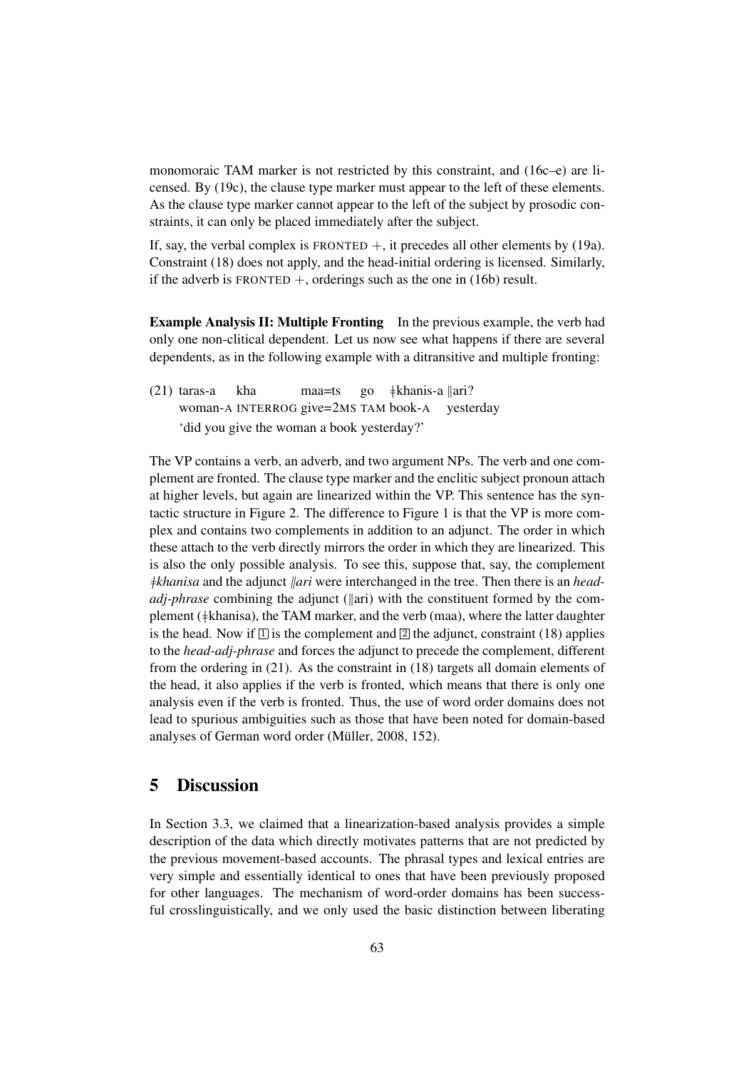monomoraic TAM marker is not restricted by this constraint, and (16c–e) are licensed. By (19c), the clause type marker must appear to the left of these elements. As the clause type marker cannot appear to the left of the subject by prosodic constraints, it can only be placed immediately after the subject.

If, say, the verbal complex is FRONTED +, it precedes all other elements by (19a). Constraint (18) does not apply, and the head-initial ordering is licensed. Similarly, if the adverb is FRONTED +, orderings such as the one in (16b) result.

**Example Analysis II: Multiple Fronting** In the previous example, the verb had only one non-clitical dependent. Let us now see what happens if there are several dependents, as in the following example with a ditransitive and multiple fronting:

(21) taras-a kha maa=ts go ǂkhanis-a ǁari?
woman-A INTERROG give=2MS TAM book-A yesterday
'did you give the woman a book yesterday?'

The VP contains a verb, an adverb, and two argument NPs. The verb and one complement are fronted. The clause type marker and the enclitic subject pronoun attach at higher levels, but again are linearized within the VP. This sentence has the syntactic structure in Figure 2. The difference to Figure 1 is that the VP is more complex and contains two complements in addition to an adjunct. The order in which these attach to the verb directly mirrors the order in which they are linearized. This is also the only possible analysis. To see this, suppose that, say, the complement *ǂkhanisa* and the adjunct *ǁari* were interchanged in the tree. Then there is an *head-adj-phrase* combining the adjunct (ǁari) with the constituent formed by the complement (ǂkhanisa), the TAM marker, and the verb (maa), where the latter daughter is the head. Now if 1 is the complement and 2 the adjunct, constraint (18) applies to the *head-adj-phrase* and forces the adjunct to precede the complement, different from the ordering in (21). As the constraint in (18) targets all domain elements of the head, it also applies if the verb is fronted, which means that there is only one analysis even if the verb is fronted. Thus, the use of word order domains does not lead to spurious ambiguities such as those that have been noted for domain-based analyses of German word order (Müller, 2008, 152).

## 5 Discussion

In Section 3.3, we claimed that a linearization-based analysis provides a simple description of the data which directly motivates patterns that are not predicted by the previous movement-based accounts. The phrasal types and lexical entries are very simple and essentially identical to ones that have been previously proposed for other languages. The mechanism of word-order domains has been successful crosslinguistically, and we only used the basic distinction between liberating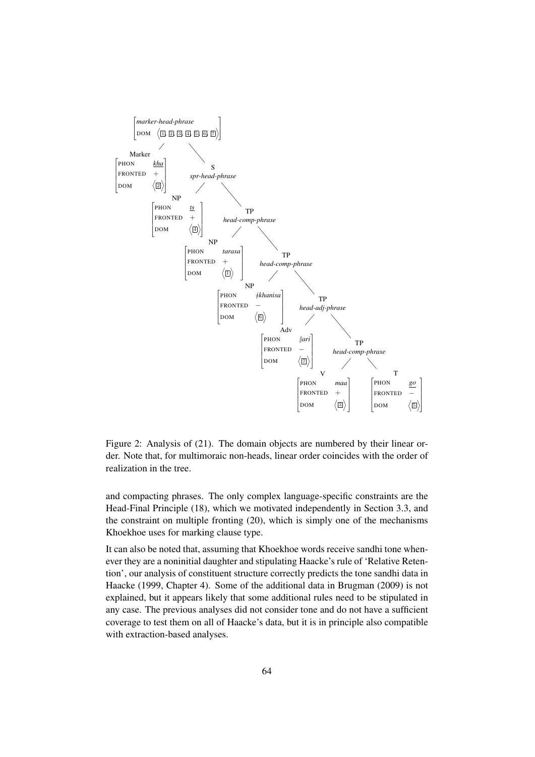[marker-head-phrase; DOM ⟨1, 2, 3, 4, 5, 6, 7⟩]

- Marker [PHON *kha*; FRONTED +; DOM ⟨2⟩]
- S *spr-head-phrase*
  - NP [PHON *ts*; FRONTED +; DOM ⟨4⟩]
  - TP *head-comp-phrase*
    - NP [PHON *tarasa*; FRONTED +; DOM ⟨1⟩]
    - TP *head-comp-phrase*
      - NP [PHON *ǂkhanisa*; FRONTED −; DOM ⟨6⟩]
      - TP *head-adj-phrase*
        - Adv [PHON *ǁari*; FRONTED −; DOM ⟨7⟩]
        - TP *head-comp-phrase*
          - V [PHON *maa*; FRONTED +; DOM ⟨3⟩]
          - T [PHON *go*; FRONTED −; DOM ⟨5⟩]

Figure 2: Analysis of (21). The domain objects are numbered by their linear order. Note that, for multimoraic non-heads, linear order coincides with the order of realization in the tree.

and compacting phrases. The only complex language-specific constraints are the Head-Final Principle (18), which we motivated independently in Section 3.3, and the constraint on multiple fronting (20), which is simply one of the mechanisms Khoekhoe uses for marking clause type.

It can also be noted that, assuming that Khoekhoe words receive sandhi tone whenever they are a noninitial daughter and stipulating Haacke's rule of 'Relative Retention', our analysis of constituent structure correctly predicts the tone sandhi data in Haacke (1999, Chapter 4). Some of the additional data in Brugman (2009) is not explained, but it appears likely that some additional rules need to be stipulated in any case. The previous analyses did not consider tone and do not have a sufficient coverage to test them on all of Haacke's data, but it is in principle also compatible with extraction-based analyses.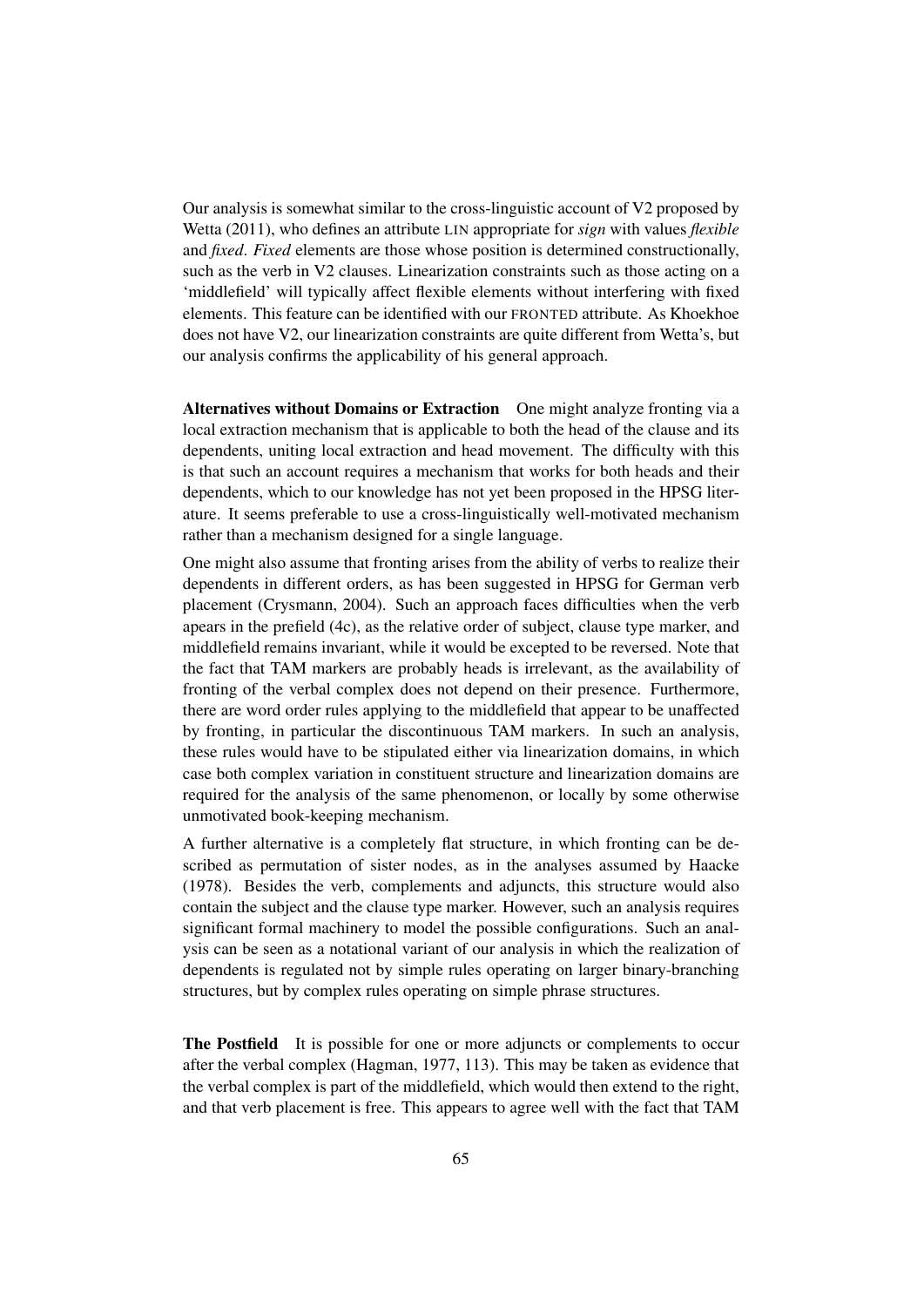Our analysis is somewhat similar to the cross-linguistic account of V2 proposed by Wetta (2011), who defines an attribute LIN appropriate for *sign* with values *flexible* and *fixed*. *Fixed* elements are those whose position is determined constructionally, such as the verb in V2 clauses. Linearization constraints such as those acting on a 'middlefield' will typically affect flexible elements without interfering with fixed elements. This feature can be identified with our FRONTED attribute. As Khoekhoe does not have V2, our linearization constraints are quite different from Wetta's, but our analysis confirms the applicability of his general approach.

**Alternatives without Domains or Extraction** One might analyze fronting via a local extraction mechanism that is applicable to both the head of the clause and its dependents, uniting local extraction and head movement. The difficulty with this is that such an account requires a mechanism that works for both heads and their dependents, which to our knowledge has not yet been proposed in the HPSG literature. It seems preferable to use a cross-linguistically well-motivated mechanism rather than a mechanism designed for a single language.

One might also assume that fronting arises from the ability of verbs to realize their dependents in different orders, as has been suggested in HPSG for German verb placement (Crysmann, 2004). Such an approach faces difficulties when the verb apears in the prefield (4c), as the relative order of subject, clause type marker, and middlefield remains invariant, while it would be excepted to be reversed. Note that the fact that TAM markers are probably heads is irrelevant, as the availability of fronting of the verbal complex does not depend on their presence. Furthermore, there are word order rules applying to the middlefield that appear to be unaffected by fronting, in particular the discontinuous TAM markers. In such an analysis, these rules would have to be stipulated either via linearization domains, in which case both complex variation in constituent structure and linearization domains are required for the analysis of the same phenomenon, or locally by some otherwise unmotivated book-keeping mechanism.

A further alternative is a completely flat structure, in which fronting can be described as permutation of sister nodes, as in the analyses assumed by Haacke (1978). Besides the verb, complements and adjuncts, this structure would also contain the subject and the clause type marker. However, such an analysis requires significant formal machinery to model the possible configurations. Such an analysis can be seen as a notational variant of our analysis in which the realization of dependents is regulated not by simple rules operating on larger binary-branching structures, but by complex rules operating on simple phrase structures.

**The Postfield** It is possible for one or more adjuncts or complements to occur after the verbal complex (Hagman, 1977, 113). This may be taken as evidence that the verbal complex is part of the middlefield, which would then extend to the right, and that verb placement is free. This appears to agree well with the fact that TAM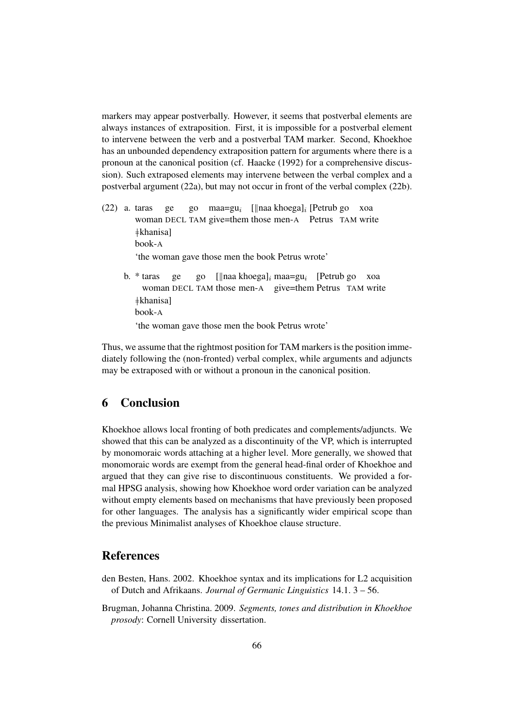markers may appear postverbally. However, it seems that postverbal elements are always instances of extraposition. First, it is impossible for a postverbal element to intervene between the verb and a postverbal TAM marker. Second, Khoekhoe has an unbounded dependency extraposition pattern for arguments where there is a pronoun at the canonical position (cf. Haacke (1992) for a comprehensive discussion). Such extraposed elements may intervene between the verbal complex and a postverbal argument (22a), but may not occur in front of the verbal complex (22b).

(22) a. taras ge go maa=gu$_i$ [ǁnaa khoega]$_i$ [Petrub go xoa ǂkhanisa]
woman DECL TAM give=them those men-A Petrus TAM write book-A
'the woman gave those men the book Petrus wrote'

b. * taras ge go [ǁnaa khoega]$_i$ maa=gu$_i$ [Petrub go xoa ǂkhanisa]
woman DECL TAM those men-A give=them Petrus TAM write book-A
'the woman gave those men the book Petrus wrote'

Thus, we assume that the rightmost position for TAM markers is the position immediately following the (non-fronted) verbal complex, while arguments and adjuncts may be extraposed with or without a pronoun in the canonical position.

## 6 Conclusion

Khoekhoe allows local fronting of both predicates and complements/adjuncts. We showed that this can be analyzed as a discontinuity of the VP, which is interrupted by monomoraic words attaching at a higher level. More generally, we showed that monomoraic words are exempt from the general head-final order of Khoekhoe and argued that they can give rise to discontinuous constituents. We provided a formal HPSG analysis, showing how Khoekhoe word order variation can be analyzed without empty elements based on mechanisms that have previously been proposed for other languages. The analysis has a significantly wider empirical scope than the previous Minimalist analyses of Khoekhoe clause structure.

## References

den Besten, Hans. 2002. Khoekhoe syntax and its implications for L2 acquisition of Dutch and Afrikaans. *Journal of Germanic Linguistics* 14.1. 3 – 56.

Brugman, Johanna Christina. 2009. *Segments, tones and distribution in Khoekhoe prosody*: Cornell University dissertation.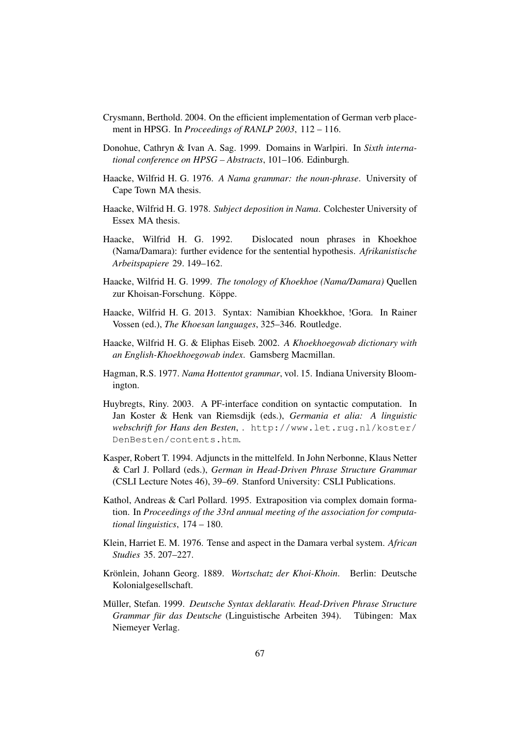Crysmann, Berthold. 2004. On the efficient implementation of German verb placement in HPSG. In *Proceedings of RANLP 2003*, 112 – 116.

Donohue, Cathryn & Ivan A. Sag. 1999. Domains in Warlpiri. In *Sixth international conference on HPSG – Abstracts*, 101–106. Edinburgh.

Haacke, Wilfrid H. G. 1976. *A Nama grammar: the noun-phrase*. University of Cape Town MA thesis.

Haacke, Wilfrid H. G. 1978. *Subject deposition in Nama*. Colchester University of Essex MA thesis.

Haacke, Wilfrid H. G. 1992. Dislocated noun phrases in Khoekhoe (Nama/Damara): further evidence for the sentential hypothesis. *Afrikanistische Arbeitspapiere* 29. 149–162.

Haacke, Wilfrid H. G. 1999. *The tonology of Khoekhoe (Nama/Damara)* Quellen zur Khoisan-Forschung. Köppe.

Haacke, Wilfrid H. G. 2013. Syntax: Namibian Khoekkhoe, !Gora. In Rainer Vossen (ed.), *The Khoesan languages*, 325–346. Routledge.

Haacke, Wilfrid H. G. & Eliphas Eiseb. 2002. *A Khoekhoegowab dictionary with an English-Khoekhoegowab index*. Gamsberg Macmillan.

Hagman, R.S. 1977. *Nama Hottentot grammar*, vol. 15. Indiana University Bloomington.

Huybregts, Riny. 2003. A PF-interface condition on syntactic computation. In Jan Koster & Henk van Riemsdijk (eds.), *Germania et alia: A linguistic webschrift for Hans den Besten*, . http://www.let.rug.nl/koster/DenBesten/contents.htm.

Kasper, Robert T. 1994. Adjuncts in the mittelfeld. In John Nerbonne, Klaus Netter & Carl J. Pollard (eds.), *German in Head-Driven Phrase Structure Grammar* (CSLI Lecture Notes 46), 39–69. Stanford University: CSLI Publications.

Kathol, Andreas & Carl Pollard. 1995. Extraposition via complex domain formation. In *Proceedings of the 33rd annual meeting of the association for computational linguistics*, 174 – 180.

Klein, Harriet E. M. 1976. Tense and aspect in the Damara verbal system. *African Studies* 35. 207–227.

Krönlein, Johann Georg. 1889. *Wortschatz der Khoi-Khoin*. Berlin: Deutsche Kolonialgesellschaft.

Müller, Stefan. 1999. *Deutsche Syntax deklarativ. Head-Driven Phrase Structure Grammar für das Deutsche* (Linguistische Arbeiten 394). Tübingen: Max Niemeyer Verlag.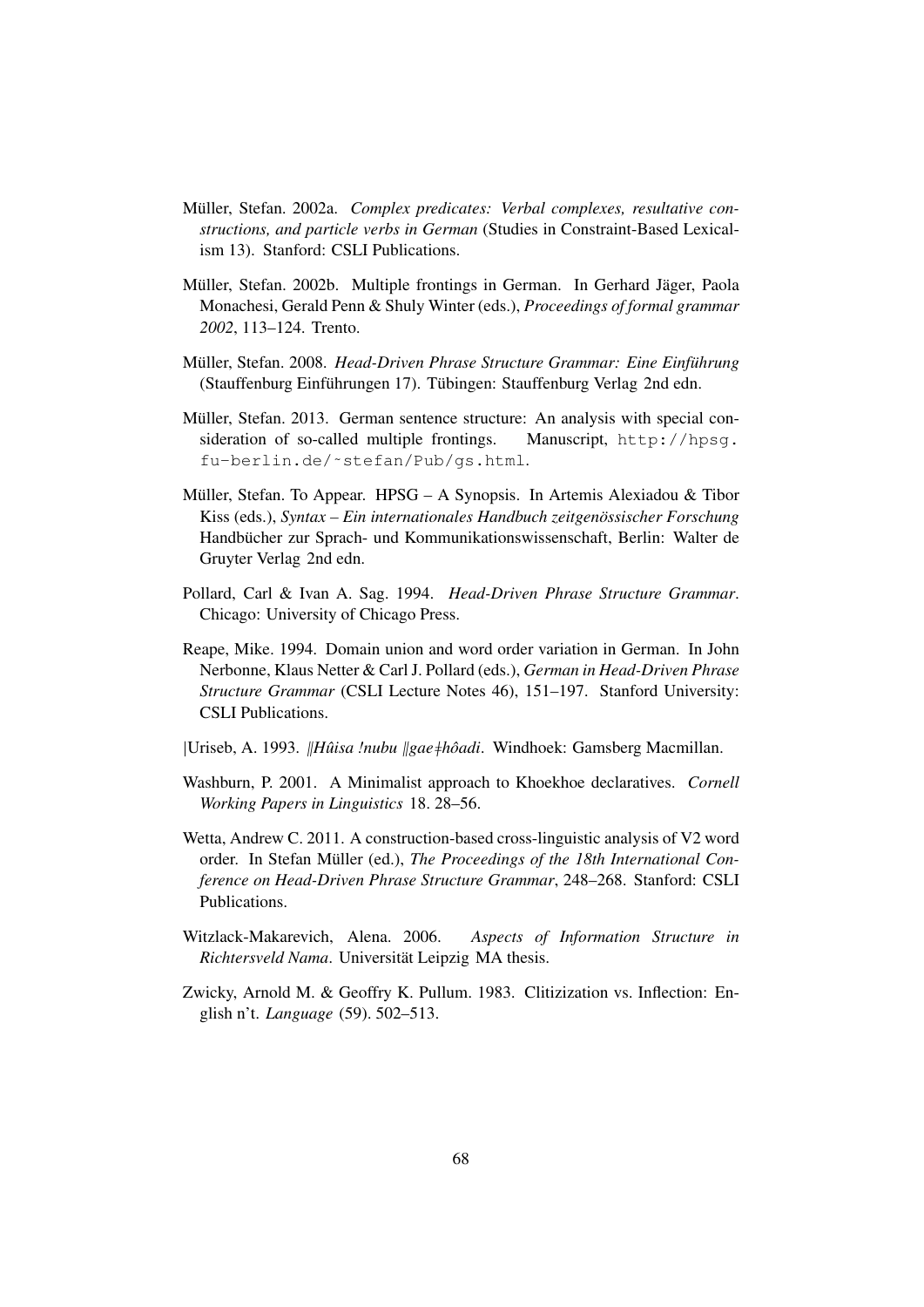Müller, Stefan. 2002a. *Complex predicates: Verbal complexes, resultative constructions, and particle verbs in German* (Studies in Constraint-Based Lexicalism 13). Stanford: CSLI Publications.

Müller, Stefan. 2002b. Multiple frontings in German. In Gerhard Jäger, Paola Monachesi, Gerald Penn & Shuly Winter (eds.), *Proceedings of formal grammar 2002*, 113–124. Trento.

Müller, Stefan. 2008. *Head-Driven Phrase Structure Grammar: Eine Einführung* (Stauffenburg Einführungen 17). Tübingen: Stauffenburg Verlag 2nd edn.

Müller, Stefan. 2013. German sentence structure: An analysis with special consideration of so-called multiple frontings. Manuscript, http://hpsg.fu-berlin.de/~stefan/Pub/gs.html.

Müller, Stefan. To Appear. HPSG – A Synopsis. In Artemis Alexiadou & Tibor Kiss (eds.), *Syntax – Ein internationales Handbuch zeitgenössischer Forschung* Handbücher zur Sprach- und Kommunikationswissenschaft, Berlin: Walter de Gruyter Verlag 2nd edn.

Pollard, Carl & Ivan A. Sag. 1994. *Head-Driven Phrase Structure Grammar*. Chicago: University of Chicago Press.

Reape, Mike. 1994. Domain union and word order variation in German. In John Nerbonne, Klaus Netter & Carl J. Pollard (eds.), *German in Head-Driven Phrase Structure Grammar* (CSLI Lecture Notes 46), 151–197. Stanford University: CSLI Publications.

|Uriseb, A. 1993. *‖Hûisa !nubu ‖gae‡hôadi*. Windhoek: Gamsberg Macmillan.

Washburn, P. 2001. A Minimalist approach to Khoekhoe declaratives. *Cornell Working Papers in Linguistics* 18. 28–56.

Wetta, Andrew C. 2011. A construction-based cross-linguistic analysis of V2 word order. In Stefan Müller (ed.), *The Proceedings of the 18th International Conference on Head-Driven Phrase Structure Grammar*, 248–268. Stanford: CSLI Publications.

Witzlack-Makarevich, Alena. 2006. *Aspects of Information Structure in Richtersveld Nama*. Universität Leipzig MA thesis.

Zwicky, Arnold M. & Geoffry K. Pullum. 1983. Clitizization vs. Inflection: English n't. *Language* (59). 502–513.